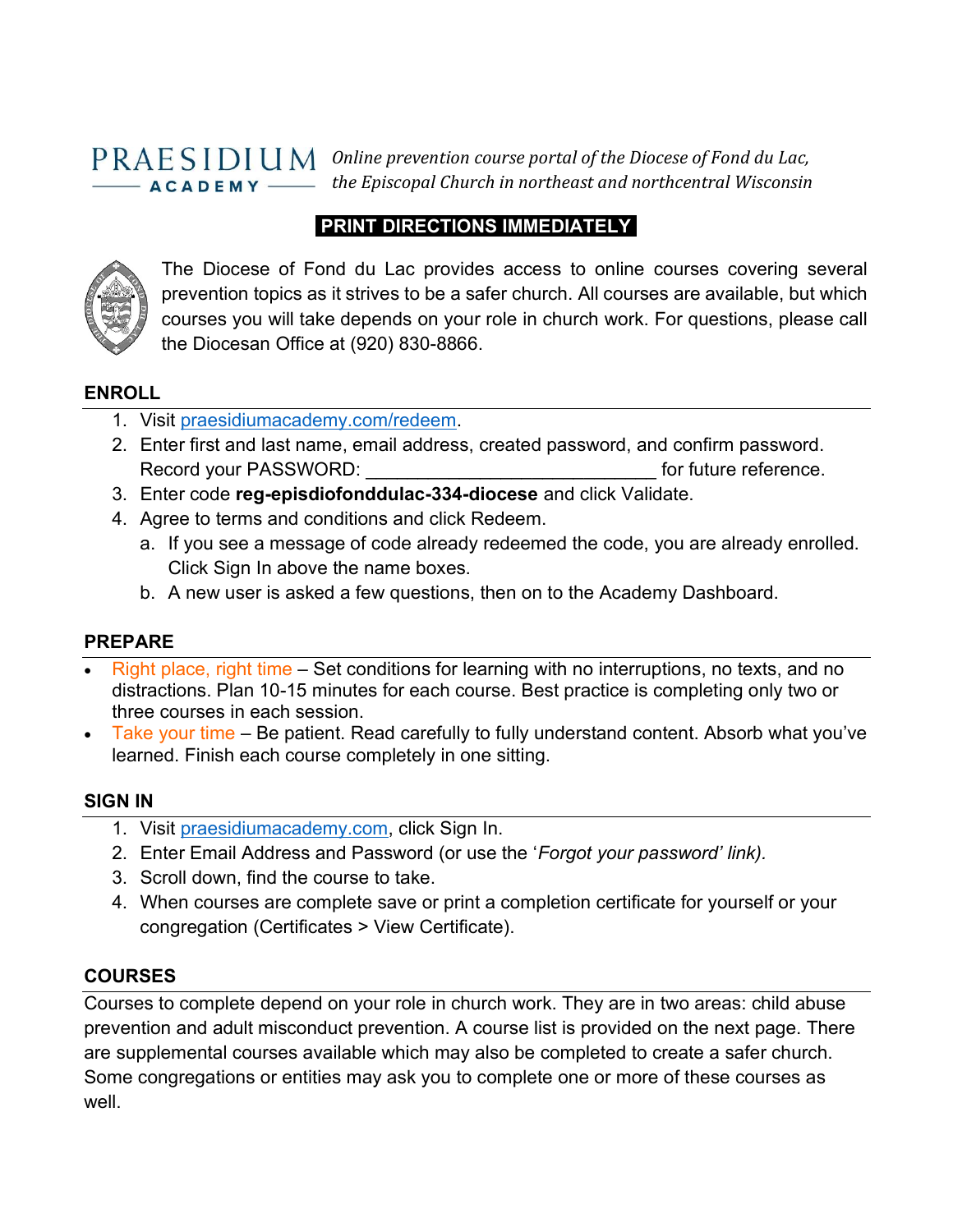PRAESIDIUM ACADEMY

*Online prevention course portal of the Diocese of Fond du Lac, the Episcopal Church in northeast and northcentral Wisconsin*

**PRINT DIRECTIONS IMMEDIATELY**

The Diocese of Fond du Lac provides access to online courses covering several prevention topics as it strives to be a safer church. All courses are available, but which courses you will take depends on your role in church work. For questions, please call the Diocesan Office at (920) 830-8866.

## ENROLL

1. Visit praesidiumacademy.com/redeem.
2. Enter first and last name, email address, created password, and confirm password. Record your PASSWORD: ____________________________ for future reference.
3. Enter code **reg-episdiofonddulac-334-diocese** and click Validate.
4. Agree to terms and conditions and click Redeem.
   a. If you see a message of code already redeemed the code, you are already enrolled. Click Sign In above the name boxes.
   b. A new user is asked a few questions, then on to the Academy Dashboard.

## PREPARE

- Right place, right time – Set conditions for learning with no interruptions, no texts, and no distractions. Plan 10-15 minutes for each course. Best practice is completing only two or three courses in each session.
- Take your time – Be patient. Read carefully to fully understand content. Absorb what you've learned. Finish each course completely in one sitting.

## SIGN IN

1. Visit praesidiumacademy.com, click Sign In.
2. Enter Email Address and Password (or use the '*Forgot your password' link).*
3. Scroll down, find the course to take.
4. When courses are complete save or print a completion certificate for yourself or your congregation (Certificates > View Certificate).

## COURSES

Courses to complete depend on your role in church work. They are in two areas: child abuse prevention and adult misconduct prevention. A course list is provided on the next page. There are supplemental courses available which may also be completed to create a safer church. Some congregations or entities may ask you to complete one or more of these courses as well.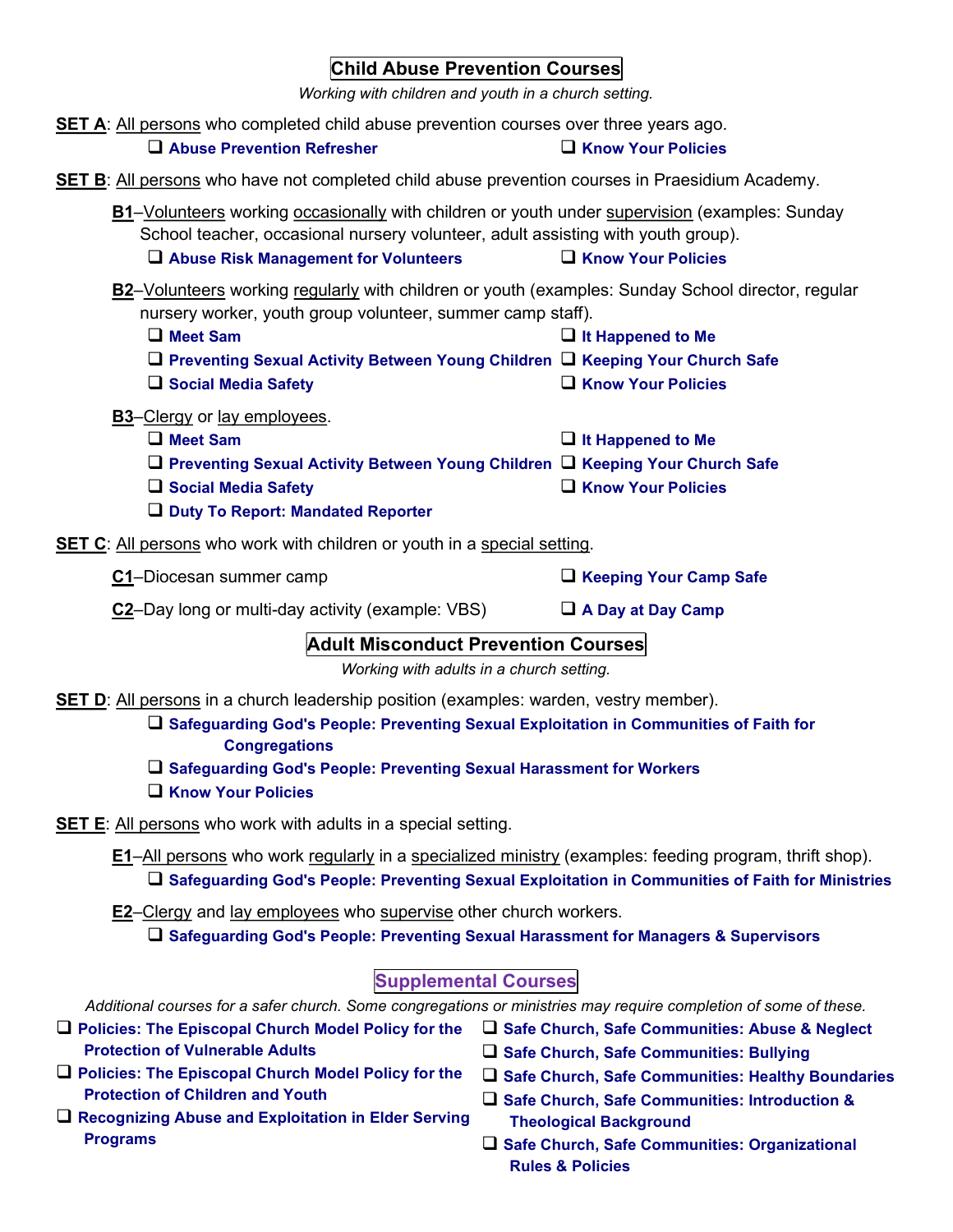## Child Abuse Prevention Courses

*Working with children and youth in a church setting.*

**SET A**: All persons who completed child abuse prevention courses over three years ago.

- ❑ **Abuse Prevention Refresher**
- ❑ **Know Your Policies**

**SET B**: All persons who have not completed child abuse prevention courses in Praesidium Academy.

**B1**–Volunteers working occasionally with children or youth under supervision (examples: Sunday School teacher, occasional nursery volunteer, adult assisting with youth group).

- ❑ **Abuse Risk Management for Volunteers**
- ❑ **Know Your Policies**

**B2**–Volunteers working regularly with children or youth (examples: Sunday School director, regular nursery worker, youth group volunteer, summer camp staff).

- ❑ **Meet Sam**
- ❑ **It Happened to Me**
- ❑ **Preventing Sexual Activity Between Young Children**
- ❑ **Keeping Your Church Safe**
- ❑ **Social Media Safety**
- ❑ **Know Your Policies**

**B3**–Clergy or lay employees.

- ❑ **Meet Sam**
- ❑ **It Happened to Me**
- ❑ **Preventing Sexual Activity Between Young Children**
- ❑ **Keeping Your Church Safe**
- ❑ **Social Media Safety**
- ❑ **Know Your Policies**
- ❑ **Duty To Report: Mandated Reporter**

**SET C**: All persons who work with children or youth in a special setting.

**C1**–Diocesan summer camp

- ❑ **Keeping Your Camp Safe**

**C2**–Day long or multi-day activity (example: VBS)

- ❑ **A Day at Day Camp**

## Adult Misconduct Prevention Courses

*Working with adults in a church setting.*

**SET D**: All persons in a church leadership position (examples: warden, vestry member).

- ❑ **Safeguarding God's People: Preventing Sexual Exploitation in Communities of Faith for Congregations**
- ❑ **Safeguarding God's People: Preventing Sexual Harassment for Workers**
- ❑ **Know Your Policies**

**SET E**: All persons who work with adults in a special setting.

**E1**–All persons who work regularly in a specialized ministry (examples: feeding program, thrift shop).

- ❑ **Safeguarding God's People: Preventing Sexual Exploitation in Communities of Faith for Ministries**

**E2**–Clergy and lay employees who supervise other church workers.

- ❑ **Safeguarding God's People: Preventing Sexual Harassment for Managers & Supervisors**

## Supplemental Courses

*Additional courses for a safer church. Some congregations or ministries may require completion of some of these.*

- ❑ **Policies: The Episcopal Church Model Policy for the Protection of Vulnerable Adults**
- ❑ **Policies: The Episcopal Church Model Policy for the Protection of Children and Youth**
- ❑ **Recognizing Abuse and Exploitation in Elder Serving Programs**
- ❑ **Safe Church, Safe Communities: Abuse & Neglect**
- ❑ **Safe Church, Safe Communities: Bullying**
- ❑ **Safe Church, Safe Communities: Healthy Boundaries**
- ❑ **Safe Church, Safe Communities: Introduction & Theological Background**
- ❑ **Safe Church, Safe Communities: Organizational Rules & Policies**